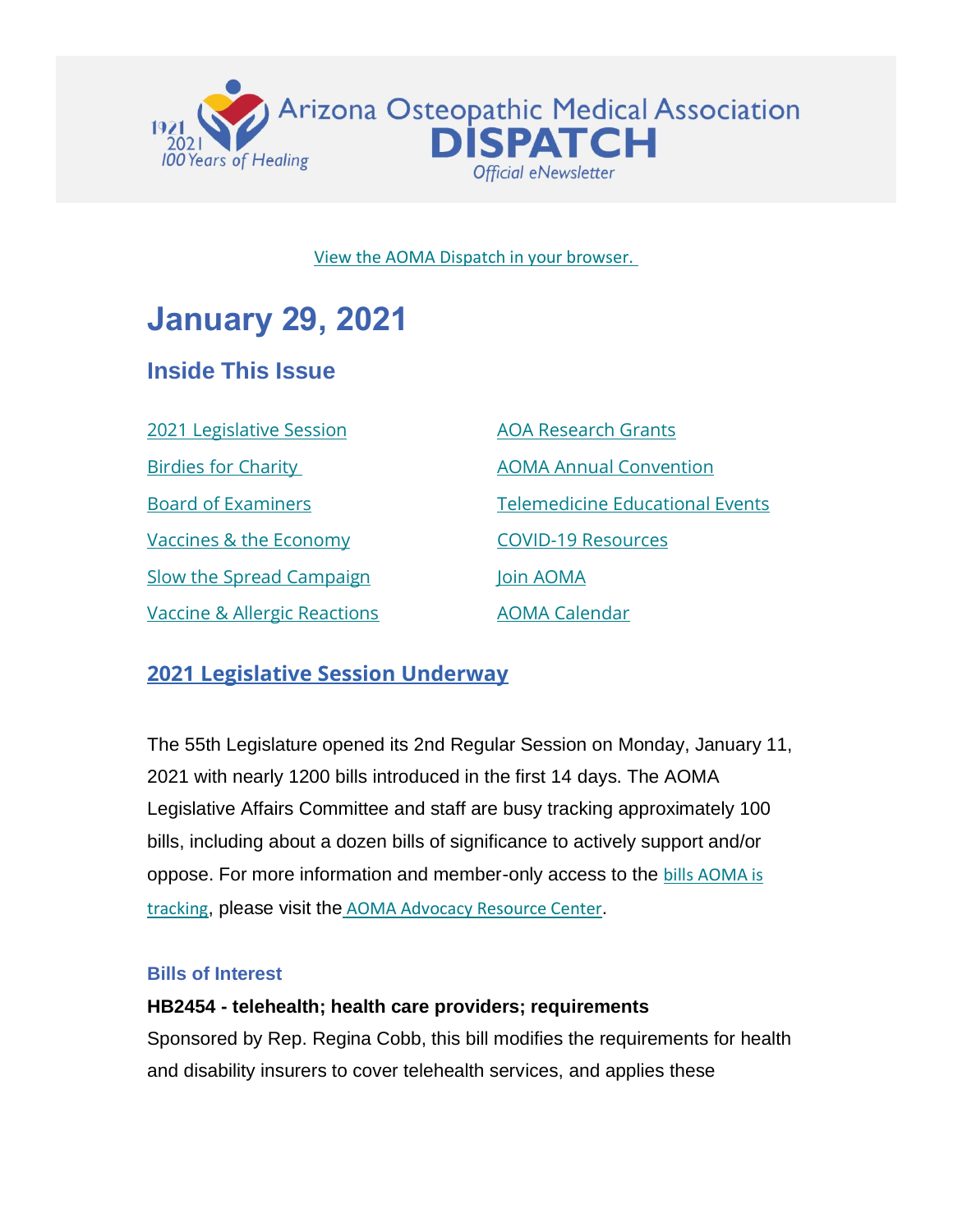Arizona Osteopathic Medical Association
**DISPATCH**
*Official eNewsletter*

1921 2021 *100 Years of Healing*

[View the AOMA Dispatch in your browser.](#)

# January 29, 2021

## Inside This Issue

- [2021 Legislative Session](#)
- [Birdies for Charity](#)
- [Board of Examiners](#)
- [Vaccines & the Economy](#)
- [Slow the Spread Campaign](#)
- [Vaccine & Allergic Reactions](#)
- [AOA Research Grants](#)
- [AOMA Annual Convention](#)
- [Telemedicine Educational Events](#)
- [COVID-19 Resources](#)
- [Join AOMA](#)
- [AOMA Calendar](#)

## [2021 Legislative Session Underway](#)

The 55th Legislature opened its 2nd Regular Session on Monday, January 11, 2021 with nearly 1200 bills introduced in the first 14 days. The AOMA Legislative Affairs Committee and staff are busy tracking approximately 100 bills, including about a dozen bills of significance to actively support and/or oppose. For more information and member-only access to the [bills AOMA is tracking](#), please visit the [AOMA Advocacy Resource Center](#).

### Bills of Interest

**HB2454 - telehealth; health care providers; requirements**
Sponsored by Rep. Regina Cobb, this bill modifies the requirements for health and disability insurers to cover telehealth services, and applies these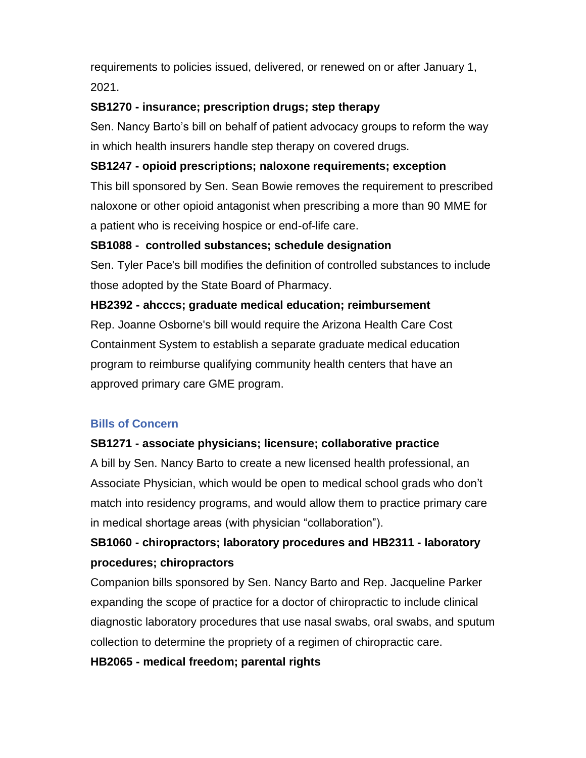requirements to policies issued, delivered, or renewed on or after January 1, 2021.

**SB1270 - insurance; prescription drugs; step therapy**

Sen. Nancy Barto's bill on behalf of patient advocacy groups to reform the way in which health insurers handle step therapy on covered drugs.

**SB1247 - opioid prescriptions; naloxone requirements; exception**

This bill sponsored by Sen. Sean Bowie removes the requirement to prescribed naloxone or other opioid antagonist when prescribing a more than 90 MME for a patient who is receiving hospice or end-of-life care.

**SB1088 - controlled substances; schedule designation**

Sen. Tyler Pace's bill modifies the definition of controlled substances to include those adopted by the State Board of Pharmacy.

**HB2392 - ahcccs; graduate medical education; reimbursement**

Rep. Joanne Osborne's bill would require the Arizona Health Care Cost Containment System to establish a separate graduate medical education program to reimburse qualifying community health centers that have an approved primary care GME program.

### Bills of Concern

**SB1271 - associate physicians; licensure; collaborative practice**

A bill by Sen. Nancy Barto to create a new licensed health professional, an Associate Physician, which would be open to medical school grads who don't match into residency programs, and would allow them to practice primary care in medical shortage areas (with physician "collaboration").

**SB1060 - chiropractors; laboratory procedures and HB2311 - laboratory procedures; chiropractors**

Companion bills sponsored by Sen. Nancy Barto and Rep. Jacqueline Parker expanding the scope of practice for a doctor of chiropractic to include clinical diagnostic laboratory procedures that use nasal swabs, oral swabs, and sputum collection to determine the propriety of a regimen of chiropractic care.

**HB2065 - medical freedom; parental rights**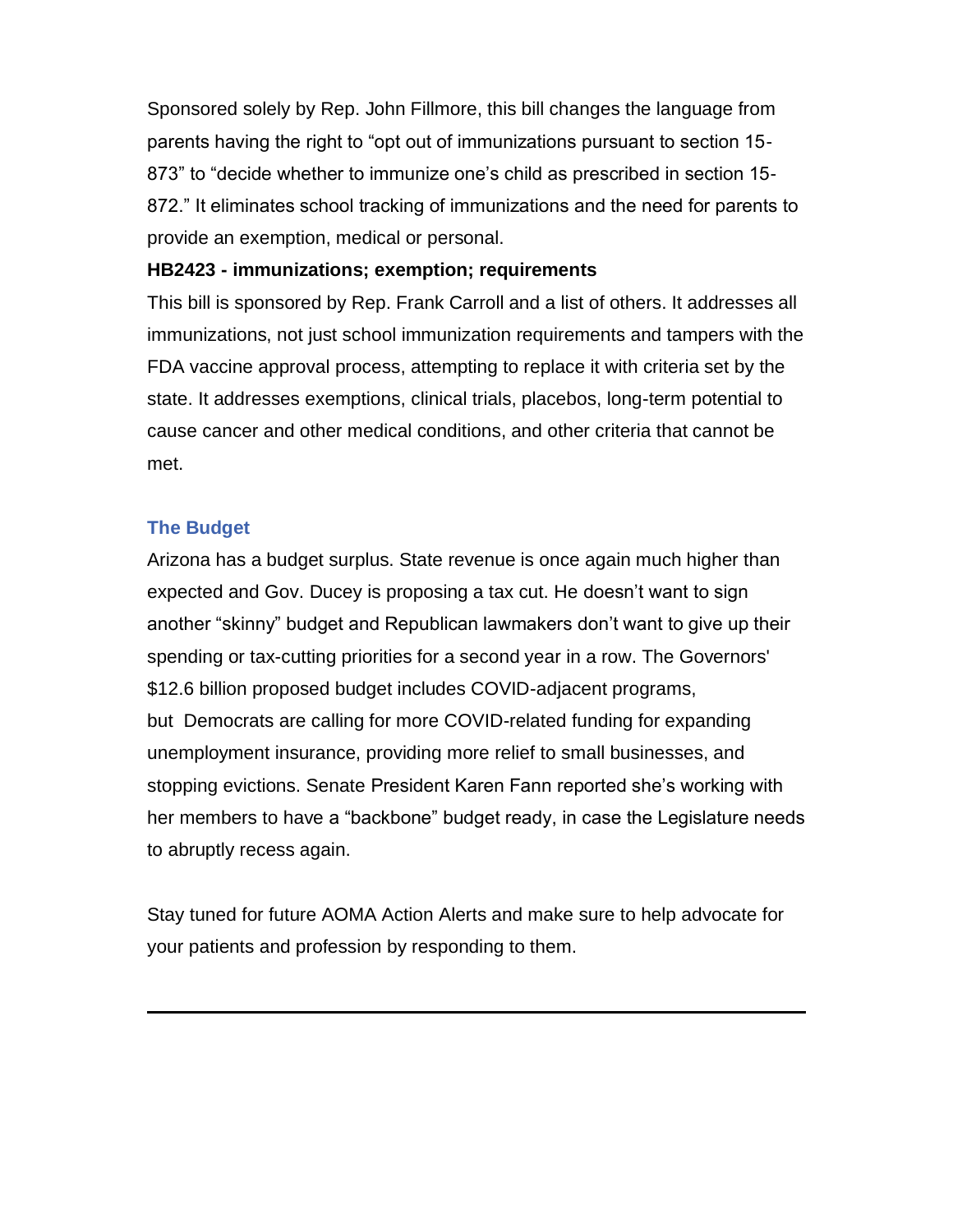Sponsored solely by Rep. John Fillmore, this bill changes the language from parents having the right to "opt out of immunizations pursuant to section 15-873" to "decide whether to immunize one's child as prescribed in section 15-872." It eliminates school tracking of immunizations and the need for parents to provide an exemption, medical or personal.

**HB2423 - immunizations; exemption; requirements**

This bill is sponsored by Rep. Frank Carroll and a list of others. It addresses all immunizations, not just school immunization requirements and tampers with the FDA vaccine approval process, attempting to replace it with criteria set by the state. It addresses exemptions, clinical trials, placebos, long-term potential to cause cancer and other medical conditions, and other criteria that cannot be met.

### The Budget

Arizona has a budget surplus. State revenue is once again much higher than expected and Gov. Ducey is proposing a tax cut. He doesn't want to sign another "skinny" budget and Republican lawmakers don't want to give up their spending or tax-cutting priorities for a second year in a row. The Governors' $12.6 billion proposed budget includes COVID-adjacent programs, but Democrats are calling for more COVID-related funding for expanding unemployment insurance, providing more relief to small businesses, and stopping evictions. Senate President Karen Fann reported she's working with her members to have a "backbone" budget ready, in case the Legislature needs to abruptly recess again.

Stay tuned for future AOMA Action Alerts and make sure to help advocate for your patients and profession by responding to them.

---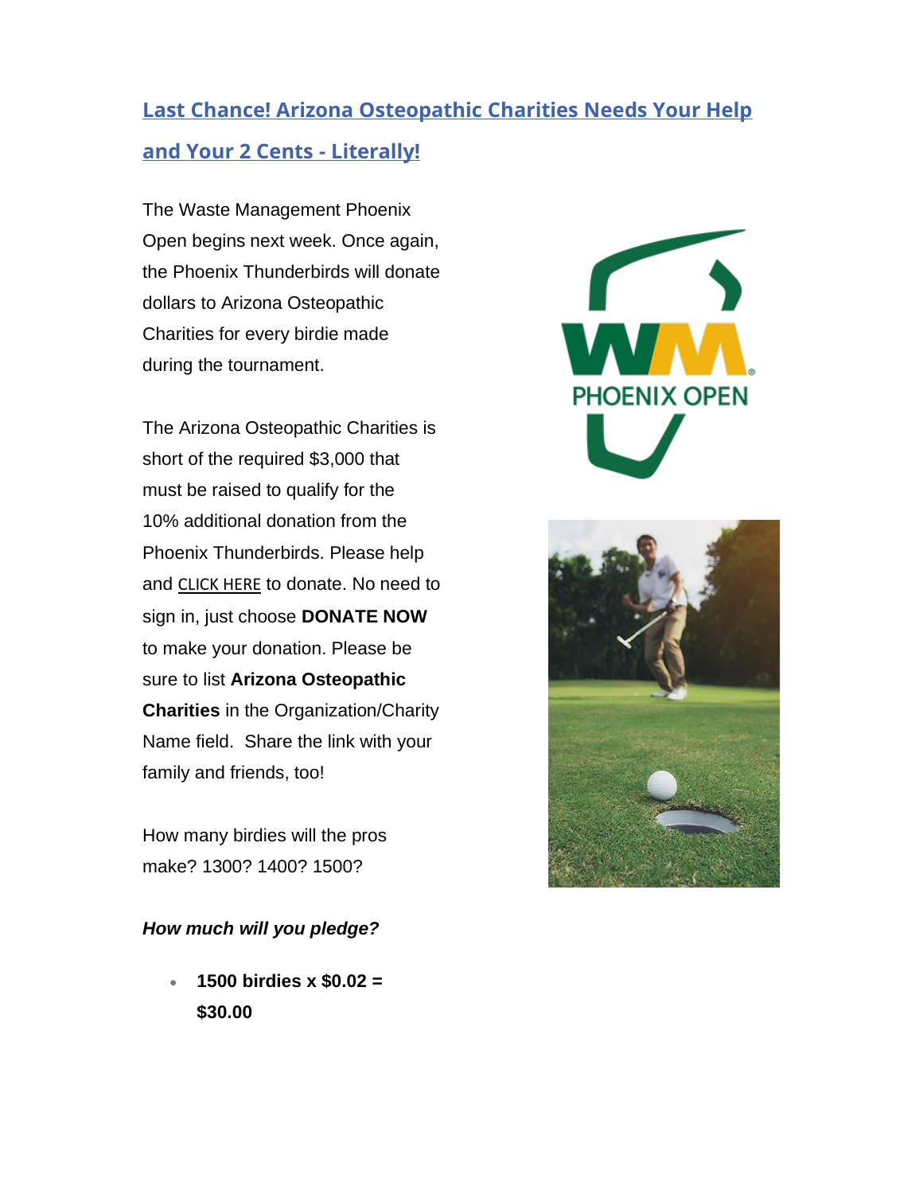## Last Chance! Arizona Osteopathic Charities Needs Your Help and Your 2 Cents - Literally!

The Waste Management Phoenix Open begins next week. Once again, the Phoenix Thunderbirds will donate dollars to Arizona Osteopathic Charities for every birdie made during the tournament.

The Arizona Osteopathic Charities is short of the required $3,000 that must be raised to qualify for the 10% additional donation from the Phoenix Thunderbirds. Please help and CLICK HERE to donate. No need to sign in, just choose **DONATE NOW** to make your donation. Please be sure to list **Arizona Osteopathic Charities** in the Organization/Charity Name field. Share the link with your family and friends, too!

How many birdies will the pros make? 1300? 1400? 1500?

***How much will you pledge?***

- **1500 birdies x $0.02 = $30.00**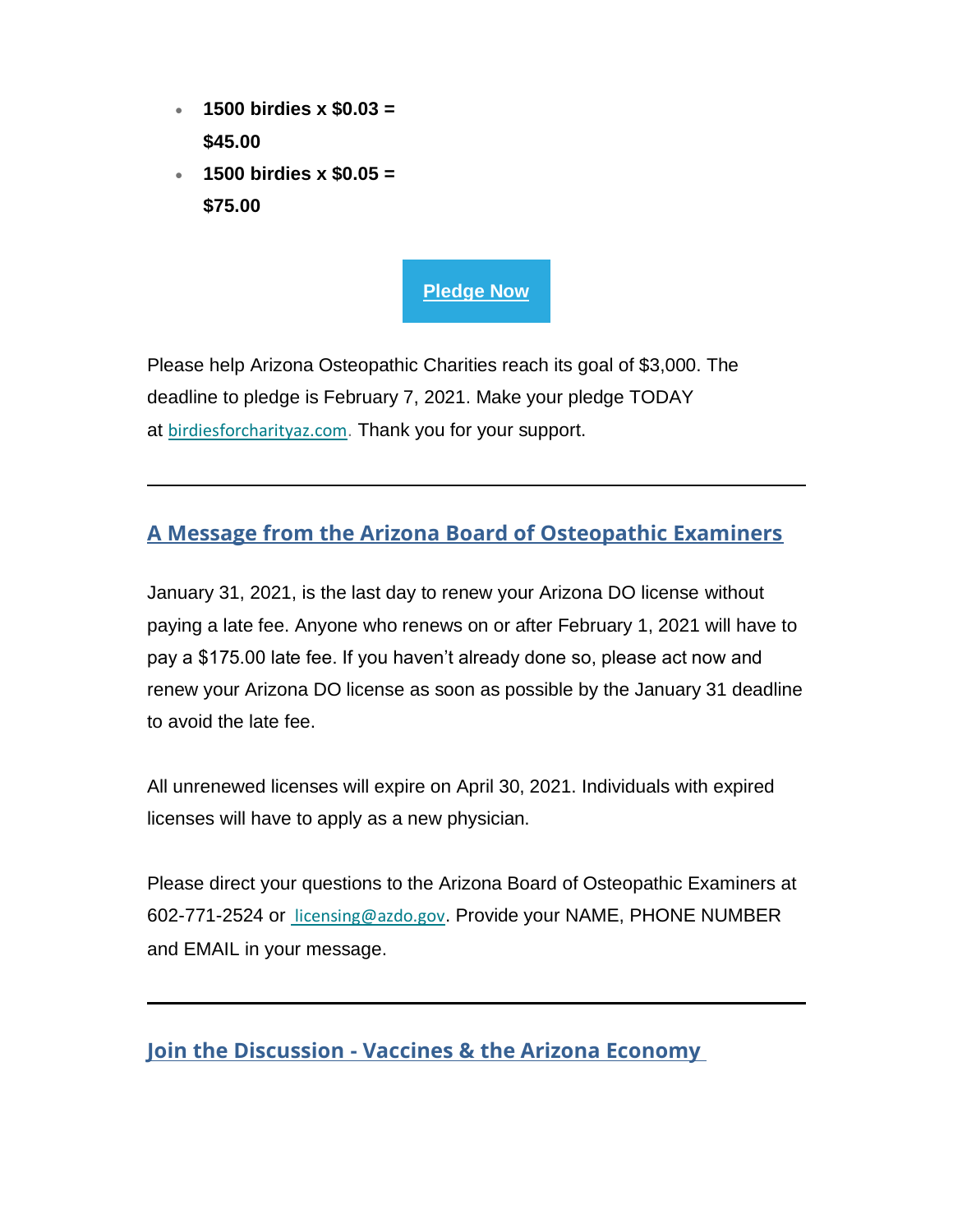- **1500 birdies x $0.03 = $45.00**
- **1500 birdies x $0.05 = $75.00**

**Pledge Now**

Please help Arizona Osteopathic Charities reach its goal of $3,000. The deadline to pledge is February 7, 2021. Make your pledge TODAY at birdiesforcharityaz.com. Thank you for your support.

---

## A Message from the Arizona Board of Osteopathic Examiners

January 31, 2021, is the last day to renew your Arizona DO license without paying a late fee. Anyone who renews on or after February 1, 2021 will have to pay a $175.00 late fee. If you haven't already done so, please act now and renew your Arizona DO license as soon as possible by the January 31 deadline to avoid the late fee.

All unrenewed licenses will expire on April 30, 2021. Individuals with expired licenses will have to apply as a new physician.

Please direct your questions to the Arizona Board of Osteopathic Examiners at 602-771-2524 or licensing@azdo.gov. Provide your NAME, PHONE NUMBER and EMAIL in your message.

---

## Join the Discussion - Vaccines & the Arizona Economy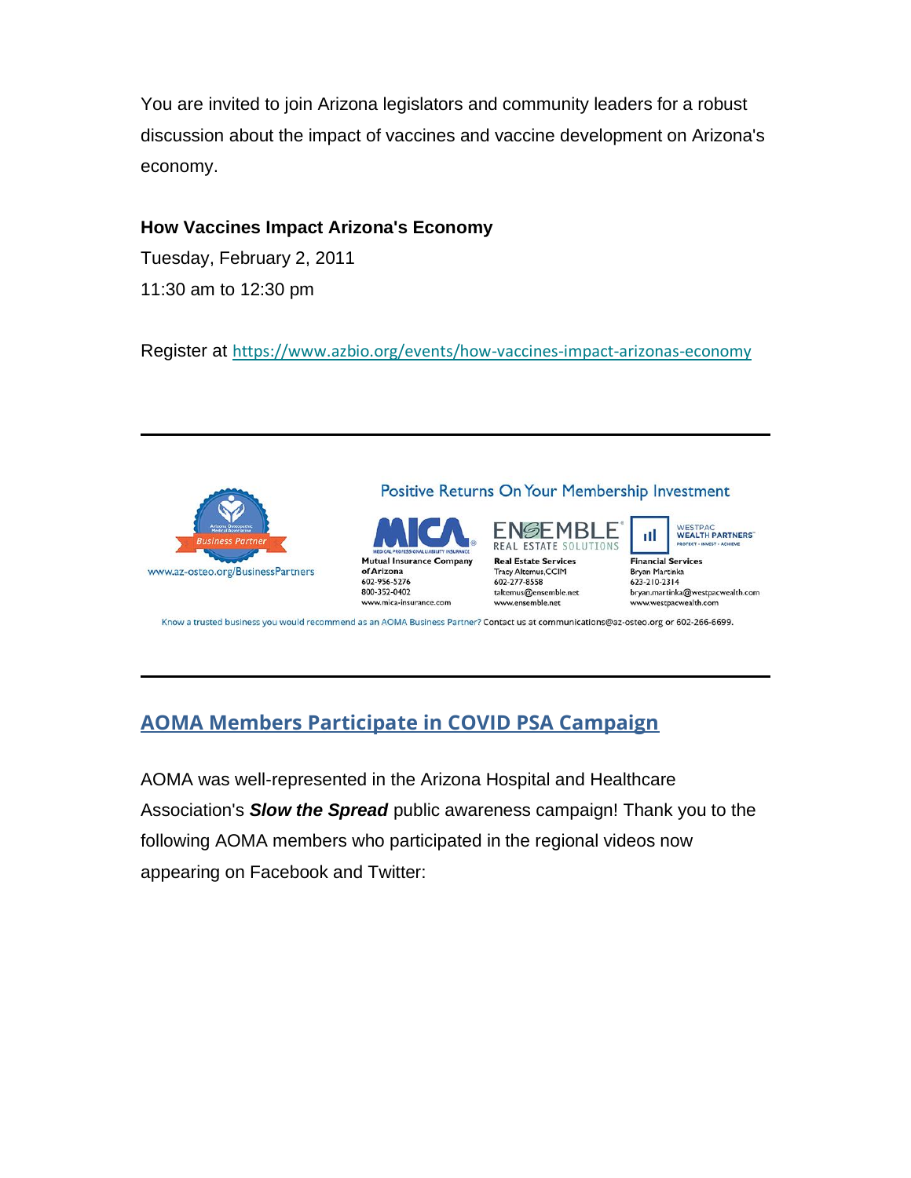You are invited to join Arizona legislators and community leaders for a robust discussion about the impact of vaccines and vaccine development on Arizona's economy.

**How Vaccines Impact Arizona's Economy**
Tuesday, February 2, 2011
11:30 am to 12:30 pm

Register at https://www.azbio.org/events/how-vaccines-impact-arizonas-economy

---

Arizona Osteopathic Medical Association Business Partner

www.az-osteo.org/BusinessPartners

Positive Returns On Your Membership Investment

MICA MEDICAL PROFESSIONAL LIABILITY INSURANCE
Mutual Insurance Company of Arizona
602-956-5276
800-352-0402
www.mica-insurance.com

ENSEMBLE REAL ESTATE SOLUTIONS
Real Estate Services
Tracy Altemus, CCIM
602-277-8558
taltemus@ensemble.net
www.ensemble.net

WESTPAC WEALTH PARTNERS PROTECT • INVEST • ACHIEVE
Financial Services
Bryan Martinka
623-210-2314
bryan.martinka@westpacwealth.com
www.westpacwealth.com

Know a trusted business you would recommend as an AOMA Business Partner? Contact us at communications@az-osteo.org or 602-266-6699.

---

## AOMA Members Participate in COVID PSA Campaign

AOMA was well-represented in the Arizona Hospital and Healthcare Association's ***Slow the Spread*** public awareness campaign! Thank you to the following AOMA members who participated in the regional videos now appearing on Facebook and Twitter: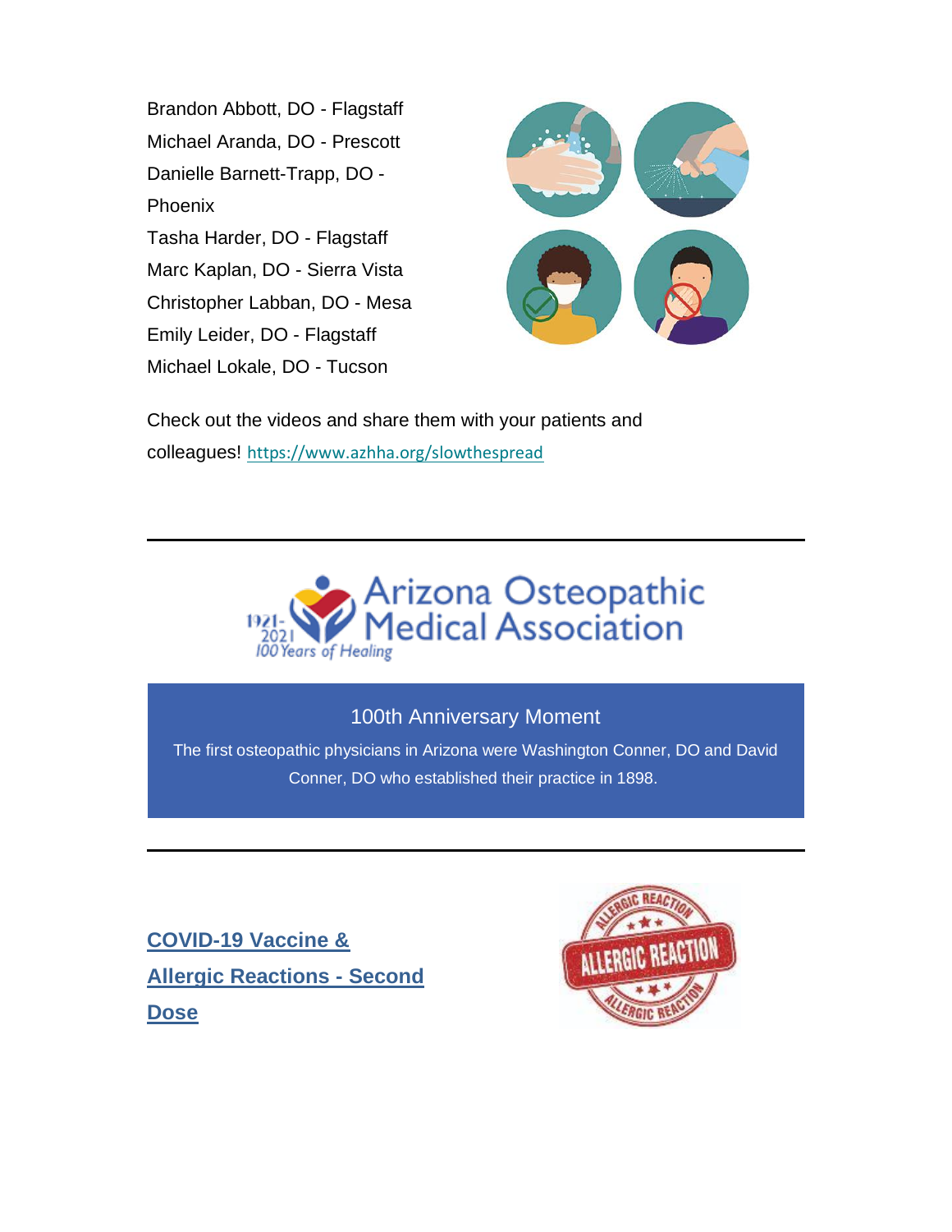Brandon Abbott, DO - Flagstaff
Michael Aranda, DO - Prescott
Danielle Barnett-Trapp, DO - Phoenix
Tasha Harder, DO - Flagstaff
Marc Kaplan, DO - Sierra Vista
Christopher Labban, DO - Mesa
Emily Leider, DO - Flagstaff
Michael Lokale, DO - Tucson

Check out the videos and share them with your patients and colleagues! https://www.azhha.org/slowthespread

---

Arizona Osteopathic Medical Association

1921-2021 100 Years of Healing

## 100th Anniversary Moment

The first osteopathic physicians in Arizona were Washington Conner, DO and David Conner, DO who established their practice in 1898.

---

## COVID-19 Vaccine & Allergic Reactions - Second Dose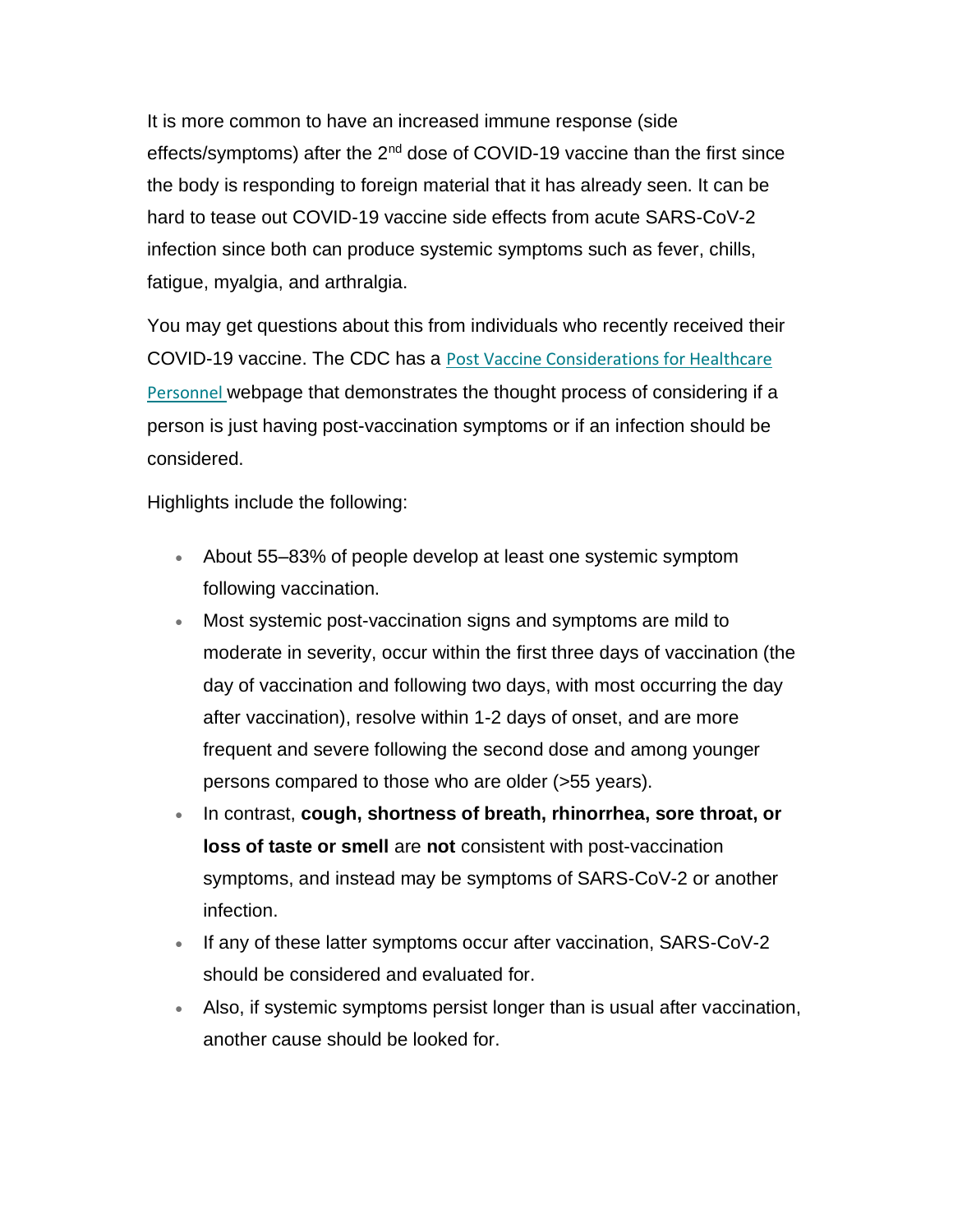It is more common to have an increased immune response (side effects/symptoms) after the 2nd dose of COVID-19 vaccine than the first since the body is responding to foreign material that it has already seen. It can be hard to tease out COVID-19 vaccine side effects from acute SARS-CoV-2 infection since both can produce systemic symptoms such as fever, chills, fatigue, myalgia, and arthralgia.

You may get questions about this from individuals who recently received their COVID-19 vaccine. The CDC has a Post Vaccine Considerations for Healthcare Personnel webpage that demonstrates the thought process of considering if a person is just having post-vaccination symptoms or if an infection should be considered.

Highlights include the following:

- About 55–83% of people develop at least one systemic symptom following vaccination.
- Most systemic post-vaccination signs and symptoms are mild to moderate in severity, occur within the first three days of vaccination (the day of vaccination and following two days, with most occurring the day after vaccination), resolve within 1-2 days of onset, and are more frequent and severe following the second dose and among younger persons compared to those who are older (>55 years).
- In contrast, **cough, shortness of breath, rhinorrhea, sore throat, or loss of taste or smell** are **not** consistent with post-vaccination symptoms, and instead may be symptoms of SARS-CoV-2 or another infection.
- If any of these latter symptoms occur after vaccination, SARS-CoV-2 should be considered and evaluated for.
- Also, if systemic symptoms persist longer than is usual after vaccination, another cause should be looked for.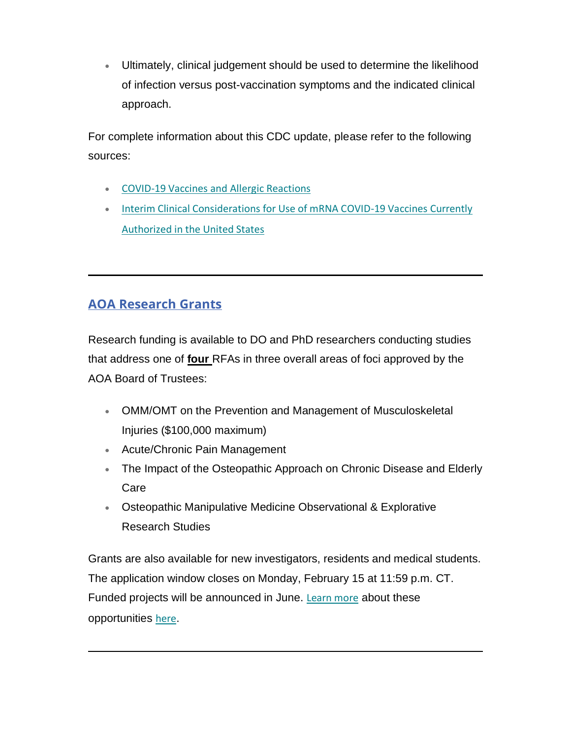- Ultimately, clinical judgement should be used to determine the likelihood of infection versus post-vaccination symptoms and the indicated clinical approach.

For complete information about this CDC update, please refer to the following sources:

- COVID-19 Vaccines and Allergic Reactions
- Interim Clinical Considerations for Use of mRNA COVID-19 Vaccines Currently Authorized in the United States

---

## AOA Research Grants

Research funding is available to DO and PhD researchers conducting studies that address one of **four** RFAs in three overall areas of foci approved by the AOA Board of Trustees:

- OMM/OMT on the Prevention and Management of Musculoskeletal Injuries ($100,000 maximum)
- Acute/Chronic Pain Management
- The Impact of the Osteopathic Approach on Chronic Disease and Elderly Care
- Osteopathic Manipulative Medicine Observational & Explorative Research Studies

Grants are also available for new investigators, residents and medical students. The application window closes on Monday, February 15 at 11:59 p.m. CT. Funded projects will be announced in June. Learn more about these opportunities here.

---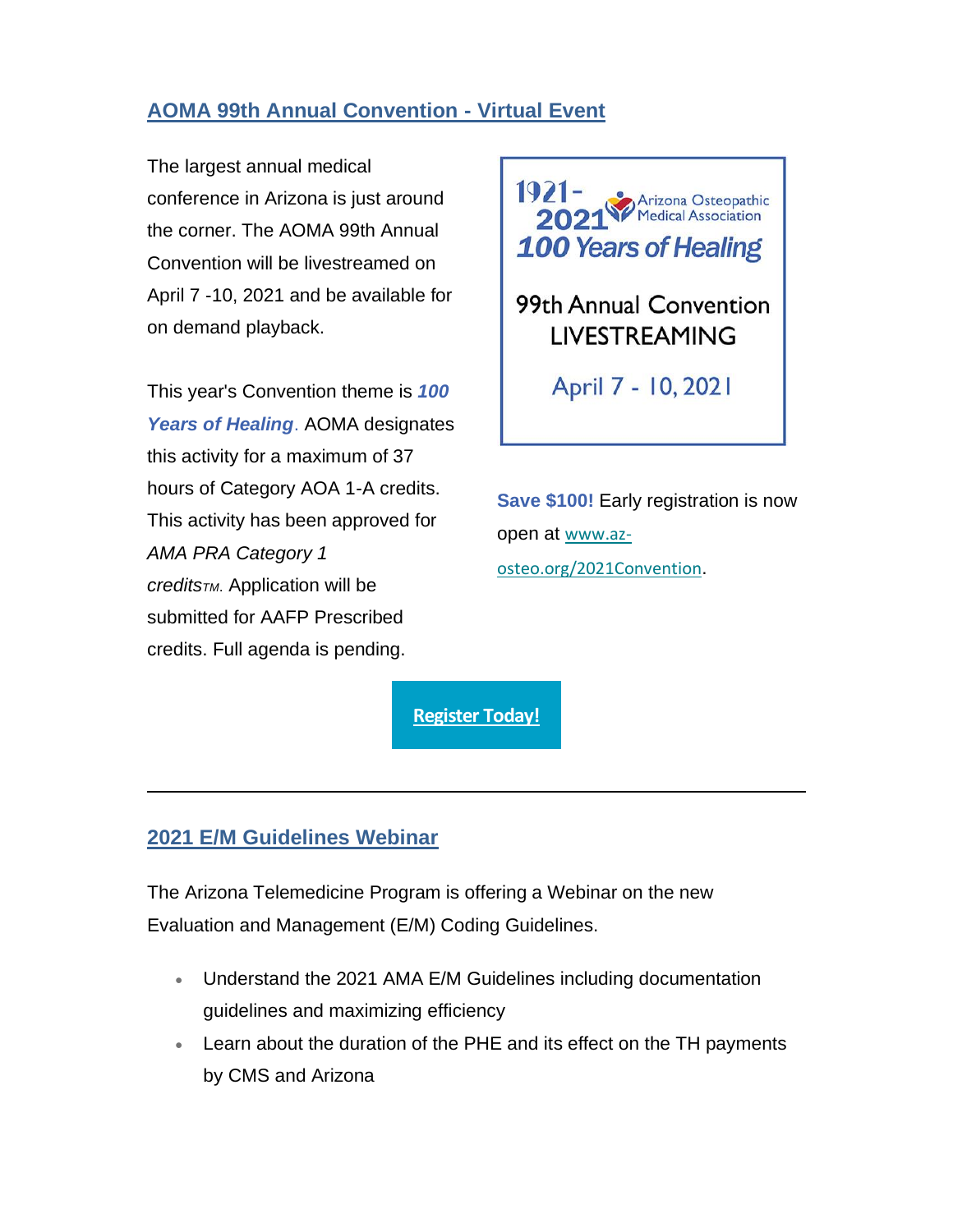## AOMA 99th Annual Convention - Virtual Event

The largest annual medical conference in Arizona is just around the corner. The AOMA 99th Annual Convention will be livestreamed on April 7 -10, 2021 and be available for on demand playback.

This year's Convention theme is ***100 Years of Healing***. AOMA designates this activity for a maximum of 37 hours of Category AOA 1-A credits. This activity has been approved for *AMA PRA Category 1 credits™*. Application will be submitted for AAFP Prescribed credits. Full agenda is pending.

1921-2021 Arizona Osteopathic Medical Association

*100 Years of Healing*

99th Annual Convention LIVESTREAMING

April 7 - 10, 2021

**Save $100!** Early registration is now open at www.az-osteo.org/2021Convention.

**Register Today!**

---

## 2021 E/M Guidelines Webinar

The Arizona Telemedicine Program is offering a Webinar on the new Evaluation and Management (E/M) Coding Guidelines.

- Understand the 2021 AMA E/M Guidelines including documentation guidelines and maximizing efficiency
- Learn about the duration of the PHE and its effect on the TH payments by CMS and Arizona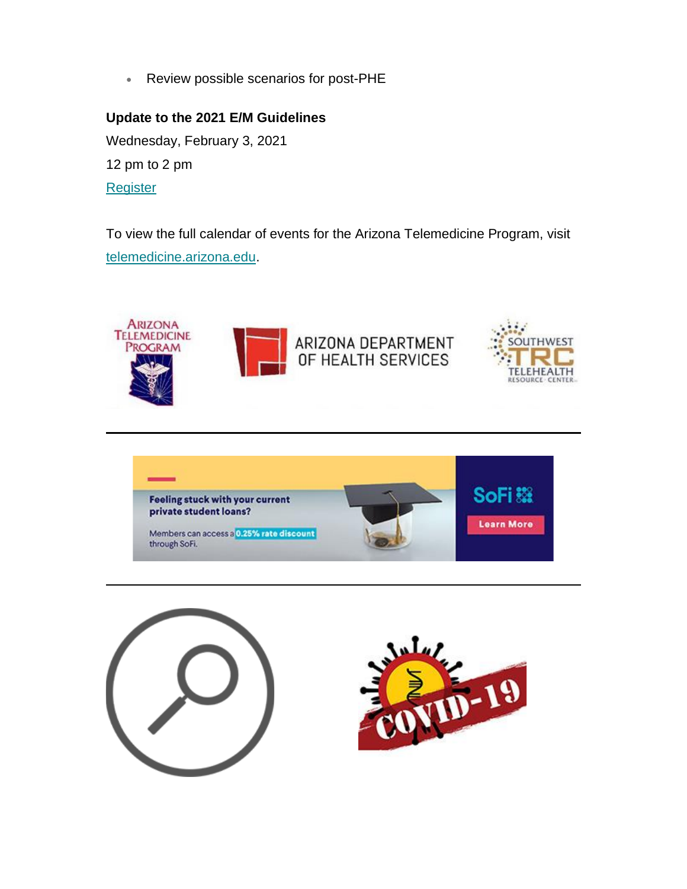- Review possible scenarios for post-PHE

**Update to the 2021 E/M Guidelines**

Wednesday, February 3, 2021

12 pm to 2 pm

Register

To view the full calendar of events for the Arizona Telemedicine Program, visit telemedicine.arizona.edu.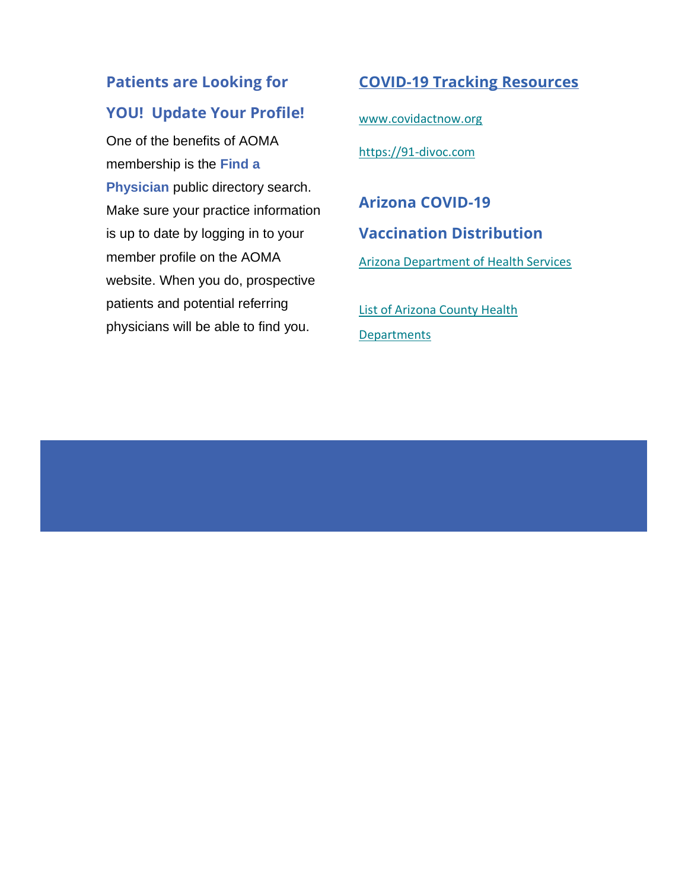## Patients are Looking for YOU! Update Your Profile!

One of the benefits of AOMA membership is the **Find a Physician** public directory search. Make sure your practice information is up to date by logging in to your member profile on the AOMA website. When you do, prospective patients and potential referring physicians will be able to find you.

## COVID-19 Tracking Resources

www.covidactnow.org

https://91-divoc.com

## Arizona COVID-19 Vaccination Distribution

Arizona Department of Health Services

List of Arizona County Health Departments